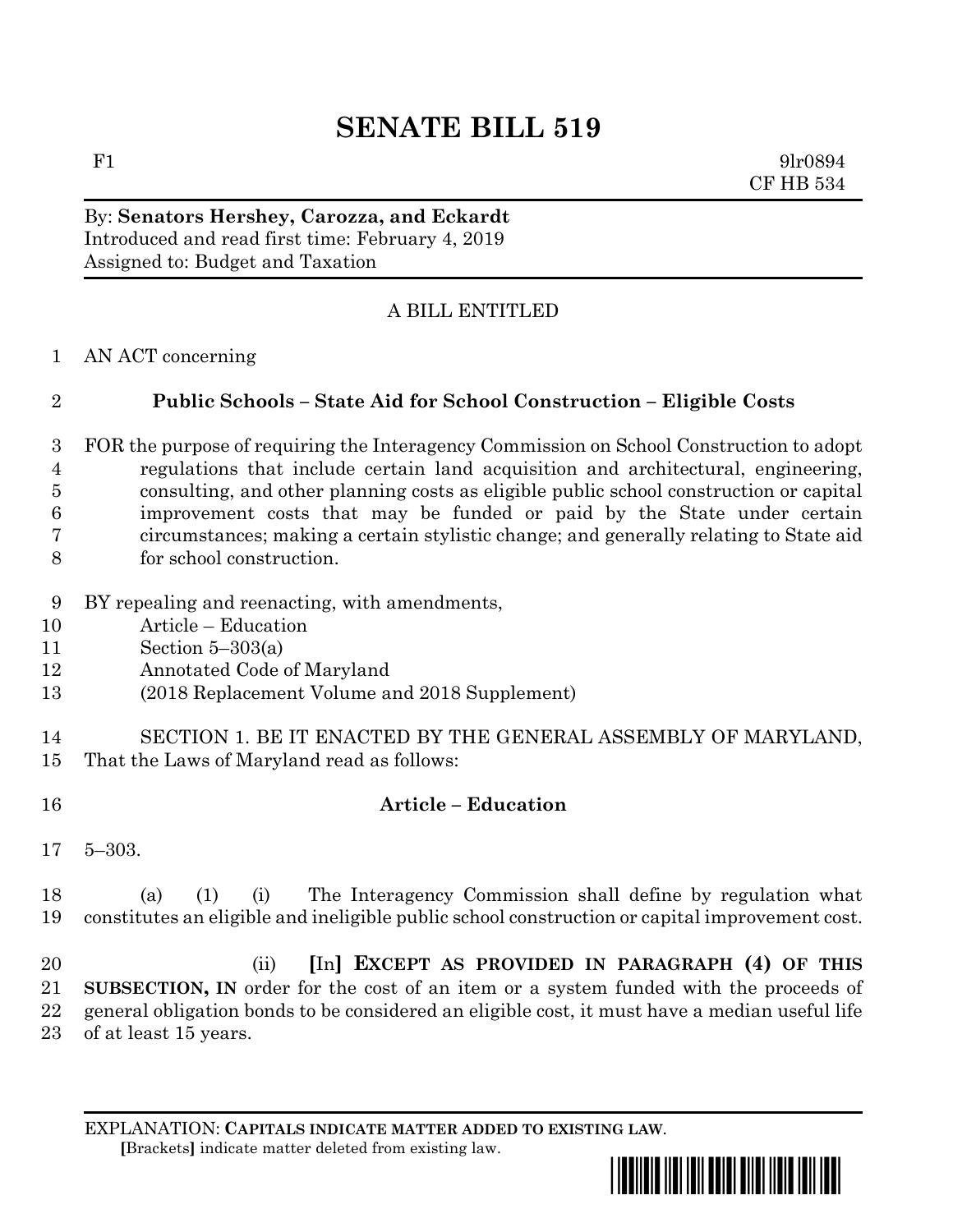# SENATE BILL 519

F1 9lr0894
CF HB 534

By: **Senators Hershey, Carozza, and Eckardt**
Introduced and read first time: February 4, 2019
Assigned to: Budget and Taxation

A BILL ENTITLED

AN ACT concerning

**Public Schools – State Aid for School Construction – Eligible Costs**

FOR the purpose of requiring the Interagency Commission on School Construction to adopt regulations that include certain land acquisition and architectural, engineering, consulting, and other planning costs as eligible public school construction or capital improvement costs that may be funded or paid by the State under certain circumstances; making a certain stylistic change; and generally relating to State aid for school construction.

BY repealing and reenacting, with amendments,
Article – Education
Section 5–303(a)
Annotated Code of Maryland
(2018 Replacement Volume and 2018 Supplement)

SECTION 1. BE IT ENACTED BY THE GENERAL ASSEMBLY OF MARYLAND, That the Laws of Maryland read as follows:

**Article – Education**

5–303.

(a) (1) (i) The Interagency Commission shall define by regulation what constitutes an eligible and ineligible public school construction or capital improvement cost.

(ii) **[**In**]** **EXCEPT AS PROVIDED IN PARAGRAPH (4) OF THIS SUBSECTION, IN** order for the cost of an item or a system funded with the proceeds of general obligation bonds to be considered an eligible cost, it must have a median useful life of at least 15 years.

EXPLANATION: **CAPITALS INDICATE MATTER ADDED TO EXISTING LAW**.
**[**Brackets**]** indicate matter deleted from existing law.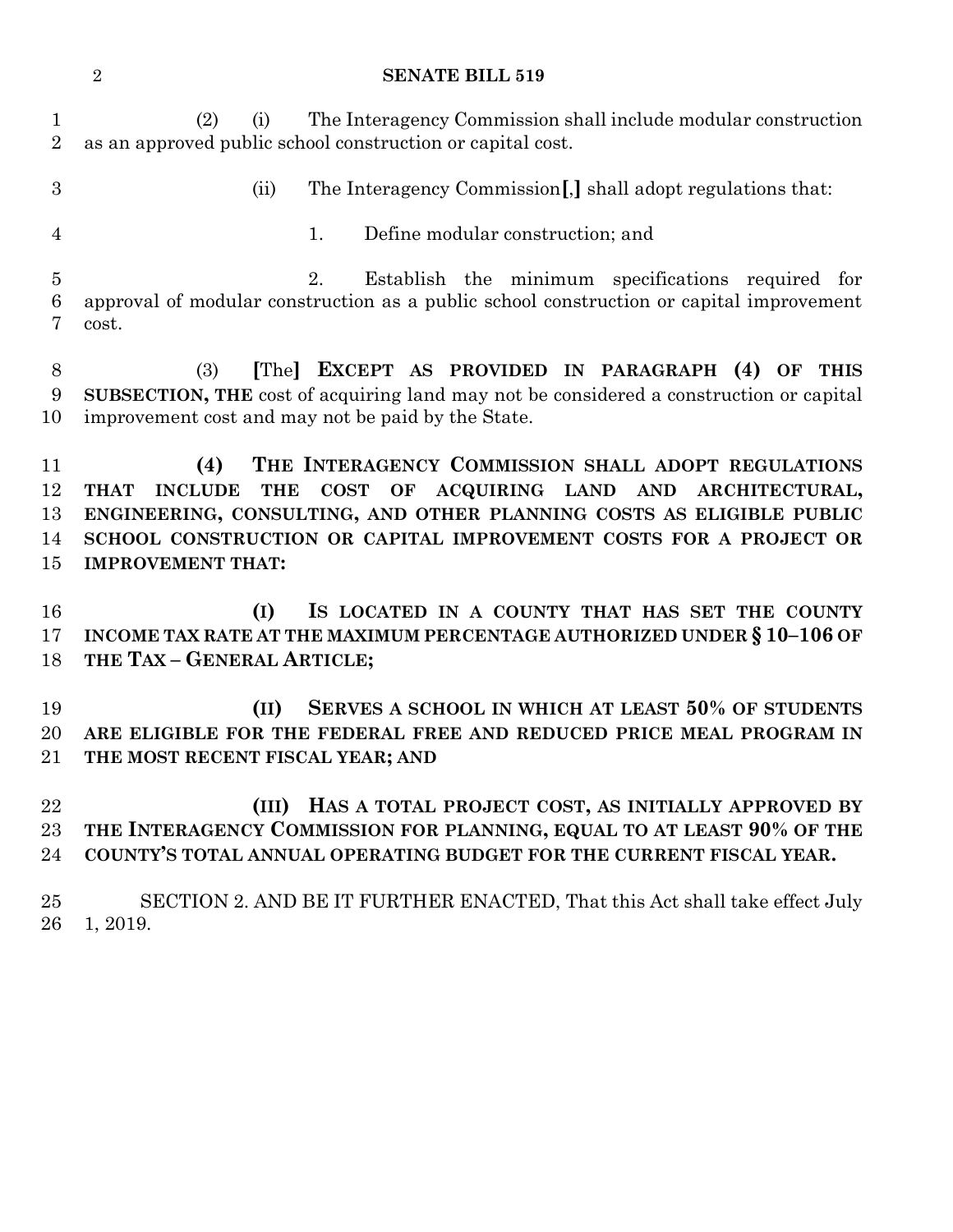(2) (i) The Interagency Commission shall include modular construction as an approved public school construction or capital cost.

(ii) The Interagency Commission**[**,**]** shall adopt regulations that:

1. Define modular construction; and

2. Establish the minimum specifications required for approval of modular construction as a public school construction or capital improvement cost.

(3) **[**The**] EXCEPT AS PROVIDED IN PARAGRAPH (4) OF THIS SUBSECTION, THE** cost of acquiring land may not be considered a construction or capital improvement cost and may not be paid by the State.

**(4) THE INTERAGENCY COMMISSION SHALL ADOPT REGULATIONS THAT INCLUDE THE COST OF ACQUIRING LAND AND ARCHITECTURAL, ENGINEERING, CONSULTING, AND OTHER PLANNING COSTS AS ELIGIBLE PUBLIC SCHOOL CONSTRUCTION OR CAPITAL IMPROVEMENT COSTS FOR A PROJECT OR IMPROVEMENT THAT:**

**(I) IS LOCATED IN A COUNTY THAT HAS SET THE COUNTY INCOME TAX RATE AT THE MAXIMUM PERCENTAGE AUTHORIZED UNDER § 10–106 OF THE TAX – GENERAL ARTICLE;**

**(II) SERVES A SCHOOL IN WHICH AT LEAST 50% OF STUDENTS ARE ELIGIBLE FOR THE FEDERAL FREE AND REDUCED PRICE MEAL PROGRAM IN THE MOST RECENT FISCAL YEAR; AND**

**(III) HAS A TOTAL PROJECT COST, AS INITIALLY APPROVED BY THE INTERAGENCY COMMISSION FOR PLANNING, EQUAL TO AT LEAST 90% OF THE COUNTY'S TOTAL ANNUAL OPERATING BUDGET FOR THE CURRENT FISCAL YEAR.**

SECTION 2. AND BE IT FURTHER ENACTED, That this Act shall take effect July 1, 2019.